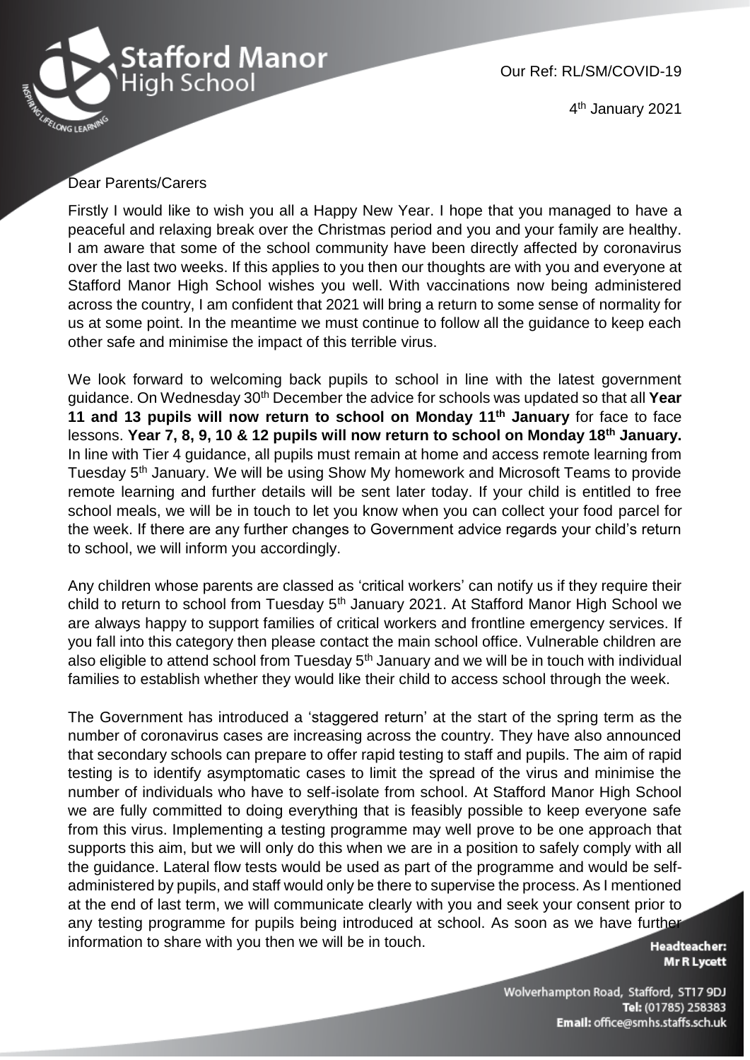Stafford Manor High School

Our Ref: RL/SM/COVID-19

4th January 2021

Dear Parents/Carers

Firstly I would like to wish you all a Happy New Year. I hope that you managed to have a peaceful and relaxing break over the Christmas period and you and your family are healthy. I am aware that some of the school community have been directly affected by coronavirus over the last two weeks. If this applies to you then our thoughts are with you and everyone at Stafford Manor High School wishes you well. With vaccinations now being administered across the country, I am confident that 2021 will bring a return to some sense of normality for us at some point. In the meantime we must continue to follow all the guidance to keep each other safe and minimise the impact of this terrible virus.

We look forward to welcoming back pupils to school in line with the latest government guidance. On Wednesday 30th December the advice for schools was updated so that all **Year 11 and 13 pupils will now return to school on Monday 11th January** for face to face lessons. **Year 7, 8, 9, 10 & 12 pupils will now return to school on Monday 18th January.** In line with Tier 4 guidance, all pupils must remain at home and access remote learning from Tuesday 5th January. We will be using Show My homework and Microsoft Teams to provide remote learning and further details will be sent later today. If your child is entitled to free school meals, we will be in touch to let you know when you can collect your food parcel for the week. If there are any further changes to Government advice regards your child's return to school, we will inform you accordingly.

Any children whose parents are classed as 'critical workers' can notify us if they require their child to return to school from Tuesday 5th January 2021. At Stafford Manor High School we are always happy to support families of critical workers and frontline emergency services. If you fall into this category then please contact the main school office. Vulnerable children are also eligible to attend school from Tuesday 5th January and we will be in touch with individual families to establish whether they would like their child to access school through the week.

The Government has introduced a 'staggered return' at the start of the spring term as the number of coronavirus cases are increasing across the country. They have also announced that secondary schools can prepare to offer rapid testing to staff and pupils. The aim of rapid testing is to identify asymptomatic cases to limit the spread of the virus and minimise the number of individuals who have to self-isolate from school. At Stafford Manor High School we are fully committed to doing everything that is feasibly possible to keep everyone safe from this virus. Implementing a testing programme may well prove to be one approach that supports this aim, but we will only do this when we are in a position to safely comply with all the guidance. Lateral flow tests would be used as part of the programme and would be self-administered by pupils, and staff would only be there to supervise the process. As I mentioned at the end of last term, we will communicate clearly with you and seek your consent prior to any testing programme for pupils being introduced at school. As soon as we have further information to share with you then we will be in touch.

**Headteacher:**
**Mr R Lycett**

Wolverhampton Road, Stafford, ST17 9DJ
**Tel:** (01785) 258383
**Email:** office@smhs.staffs.sch.uk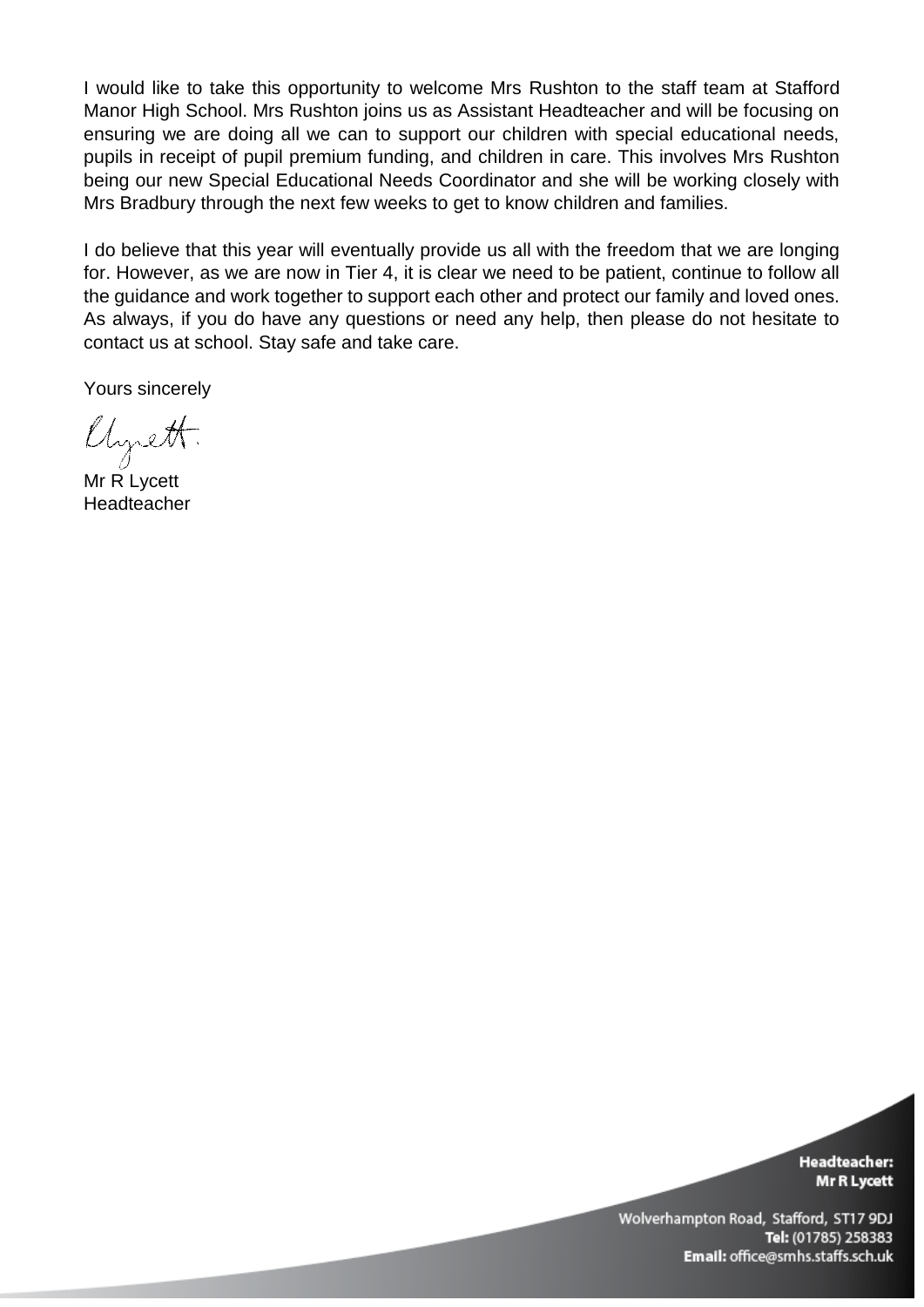I would like to take this opportunity to welcome Mrs Rushton to the staff team at Stafford Manor High School. Mrs Rushton joins us as Assistant Headteacher and will be focusing on ensuring we are doing all we can to support our children with special educational needs, pupils in receipt of pupil premium funding, and children in care. This involves Mrs Rushton being our new Special Educational Needs Coordinator and she will be working closely with Mrs Bradbury through the next few weeks to get to know children and families.

I do believe that this year will eventually provide us all with the freedom that we are longing for. However, as we are now in Tier 4, it is clear we need to be patient, continue to follow all the guidance and work together to support each other and protect our family and loved ones. As always, if you do have any questions or need any help, then please do not hesitate to contact us at school. Stay safe and take care.

Yours sincerely

Mr R Lycett
Headteacher

**Headteacher:**
**Mr R Lycett**

Wolverhampton Road, Stafford, ST17 9DJ
**Tel:** (01785) 258383
**Email:** office@smhs.staffs.sch.uk